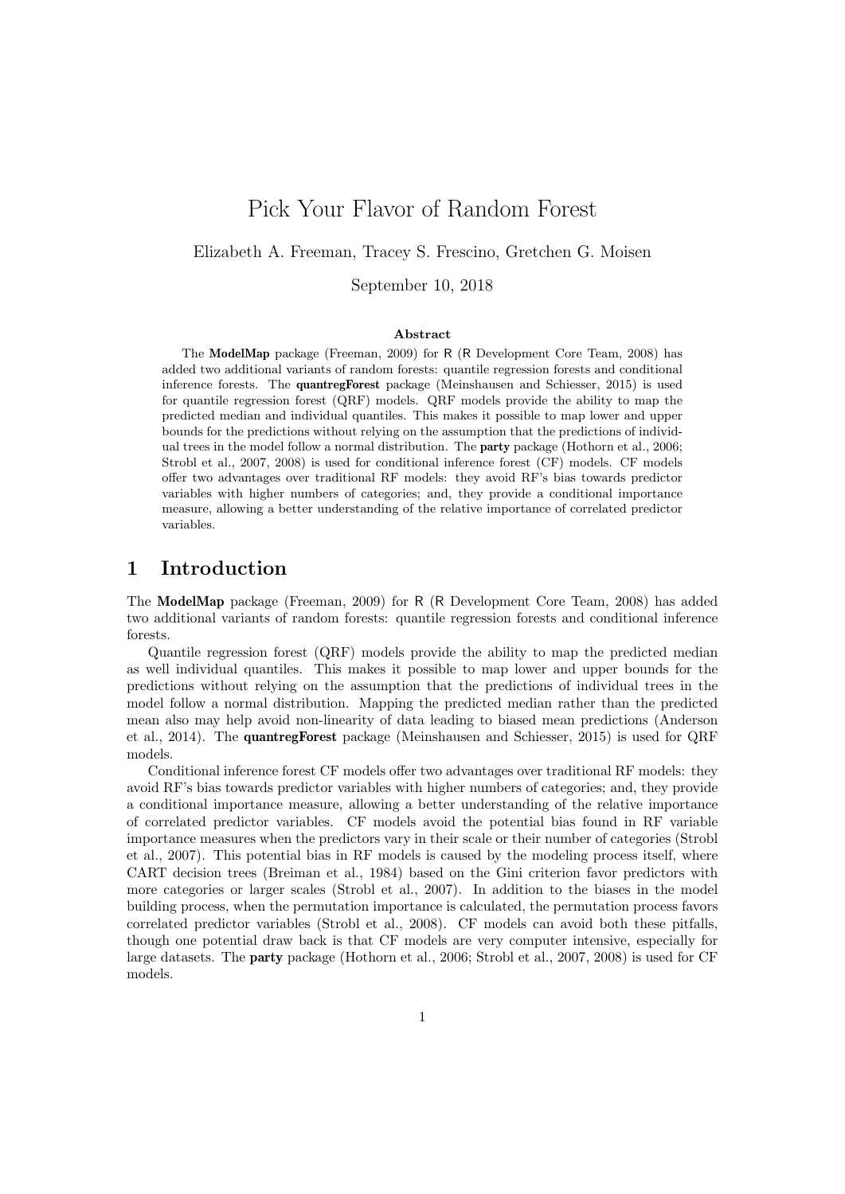# Pick Your Flavor of Random Forest

Elizabeth A. Freeman, Tracey S. Frescino, Gretchen G. Moisen

September 10, 2018

### Abstract

The **ModelMap** package (Freeman, 2009) for R (R Development Core Team, 2008) has added two additional variants of random forests: quantile regression forests and conditional inference forests. The **quantregForest** package (Meinshausen and Schiesser, 2015) is used for quantile regression forest (QRF) models. QRF models provide the ability to map the predicted median and individual quantiles. This makes it possible to map lower and upper bounds for the predictions without relying on the assumption that the predictions of individual trees in the model follow a normal distribution. The **party** package (Hothorn et al., 2006; Strobl et al., 2007, 2008) is used for conditional inference forest (CF) models. CF models offer two advantages over traditional RF models: they avoid RF's bias towards predictor variables with higher numbers of categories; and, they provide a conditional importance measure, allowing a better understanding of the relative importance of correlated predictor variables.

## 1 Introduction

The **ModelMap** package (Freeman, 2009) for R (R Development Core Team, 2008) has added two additional variants of random forests: quantile regression forests and conditional inference forests.

Quantile regression forest (QRF) models provide the ability to map the predicted median as well individual quantiles. This makes it possible to map lower and upper bounds for the predictions without relying on the assumption that the predictions of individual trees in the model follow a normal distribution. Mapping the predicted median rather than the predicted mean also may help avoid non-linearity of data leading to biased mean predictions (Anderson et al., 2014). The **quantregForest** package (Meinshausen and Schiesser, 2015) is used for QRF models.

Conditional inference forest CF models offer two advantages over traditional RF models: they avoid RF's bias towards predictor variables with higher numbers of categories; and, they provide a conditional importance measure, allowing a better understanding of the relative importance of correlated predictor variables. CF models avoid the potential bias found in RF variable importance measures when the predictors vary in their scale or their number of categories (Strobl et al., 2007). This potential bias in RF models is caused by the modeling process itself, where CART decision trees (Breiman et al., 1984) based on the Gini criterion favor predictors with more categories or larger scales (Strobl et al., 2007). In addition to the biases in the model building process, when the permutation importance is calculated, the permutation process favors correlated predictor variables (Strobl et al., 2008). CF models can avoid both these pitfalls, though one potential draw back is that CF models are very computer intensive, especially for large datasets. The **party** package (Hothorn et al., 2006; Strobl et al., 2007, 2008) is used for CF models.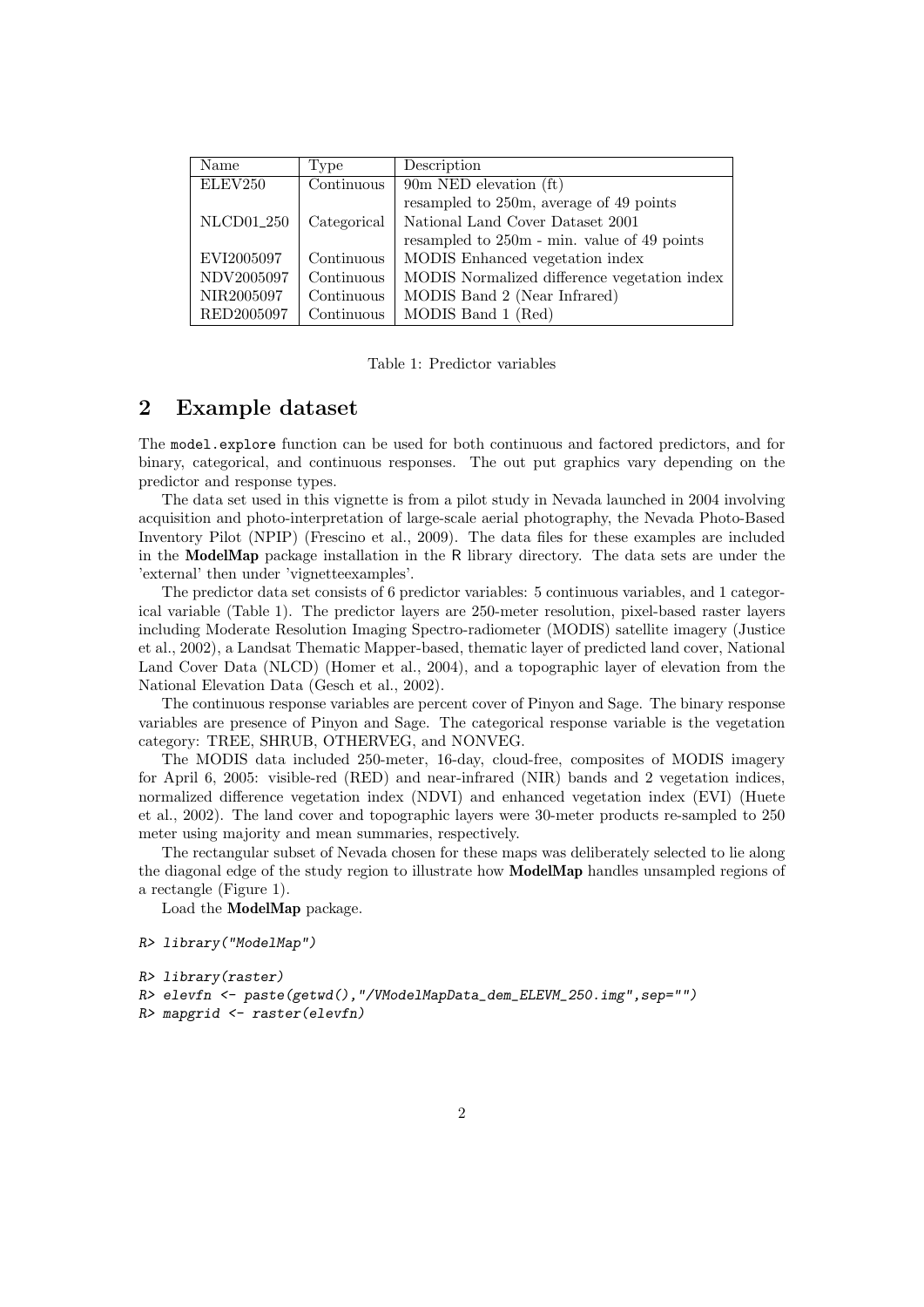| Name | Type | Description |
| --- | --- | --- |
| ELEV250 | Continuous | 90m NED elevation (ft) |
| | | resampled to 250m, average of 49 points |
| NLCD01_250 | Categorical | National Land Cover Dataset 2001 |
| | | resampled to 250m - min. value of 49 points |
| EVI2005097 | Continuous | MODIS Enhanced vegetation index |
| NDV2005097 | Continuous | MODIS Normalized difference vegetation index |
| NIR2005097 | Continuous | MODIS Band 2 (Near Infrared) |
| RED2005097 | Continuous | MODIS Band 1 (Red) |

Table 1: Predictor variables

## 2 Example dataset

The `model.explore` function can be used for both continuous and factored predictors, and for binary, categorical, and continuous responses. The out put graphics vary depending on the predictor and response types.

The data set used in this vignette is from a pilot study in Nevada launched in 2004 involving acquisition and photo-interpretation of large-scale aerial photography, the Nevada Photo-Based Inventory Pilot (NPIP) (Frescino et al., 2009). The data files for these examples are included in the **ModelMap** package installation in the R library directory. The data sets are under the 'external' then under 'vignetteexamples'.

The predictor data set consists of 6 predictor variables: 5 continuous variables, and 1 categorical variable (Table 1). The predictor layers are 250-meter resolution, pixel-based raster layers including Moderate Resolution Imaging Spectro-radiometer (MODIS) satellite imagery (Justice et al., 2002), a Landsat Thematic Mapper-based, thematic layer of predicted land cover, National Land Cover Data (NLCD) (Homer et al., 2004), and a topographic layer of elevation from the National Elevation Data (Gesch et al., 2002).

The continuous response variables are percent cover of Pinyon and Sage. The binary response variables are presence of Pinyon and Sage. The categorical response variable is the vegetation category: TREE, SHRUB, OTHERVEG, and NONVEG.

The MODIS data included 250-meter, 16-day, cloud-free, composites of MODIS imagery for April 6, 2005: visible-red (RED) and near-infrared (NIR) bands and 2 vegetation indices, normalized difference vegetation index (NDVI) and enhanced vegetation index (EVI) (Huete et al., 2002). The land cover and topographic layers were 30-meter products re-sampled to 250 meter using majority and mean summaries, respectively.

The rectangular subset of Nevada chosen for these maps was deliberately selected to lie along the diagonal edge of the study region to illustrate how **ModelMap** handles unsampled regions of a rectangle (Figure 1).

Load the **ModelMap** package.

```
R> library("ModelMap")
```

```
R> library(raster)
R> elevfn <- paste(getwd(),"/VModelMapData_dem_ELEVM_250.img",sep="")
R> mapgrid <- raster(elevfn)
```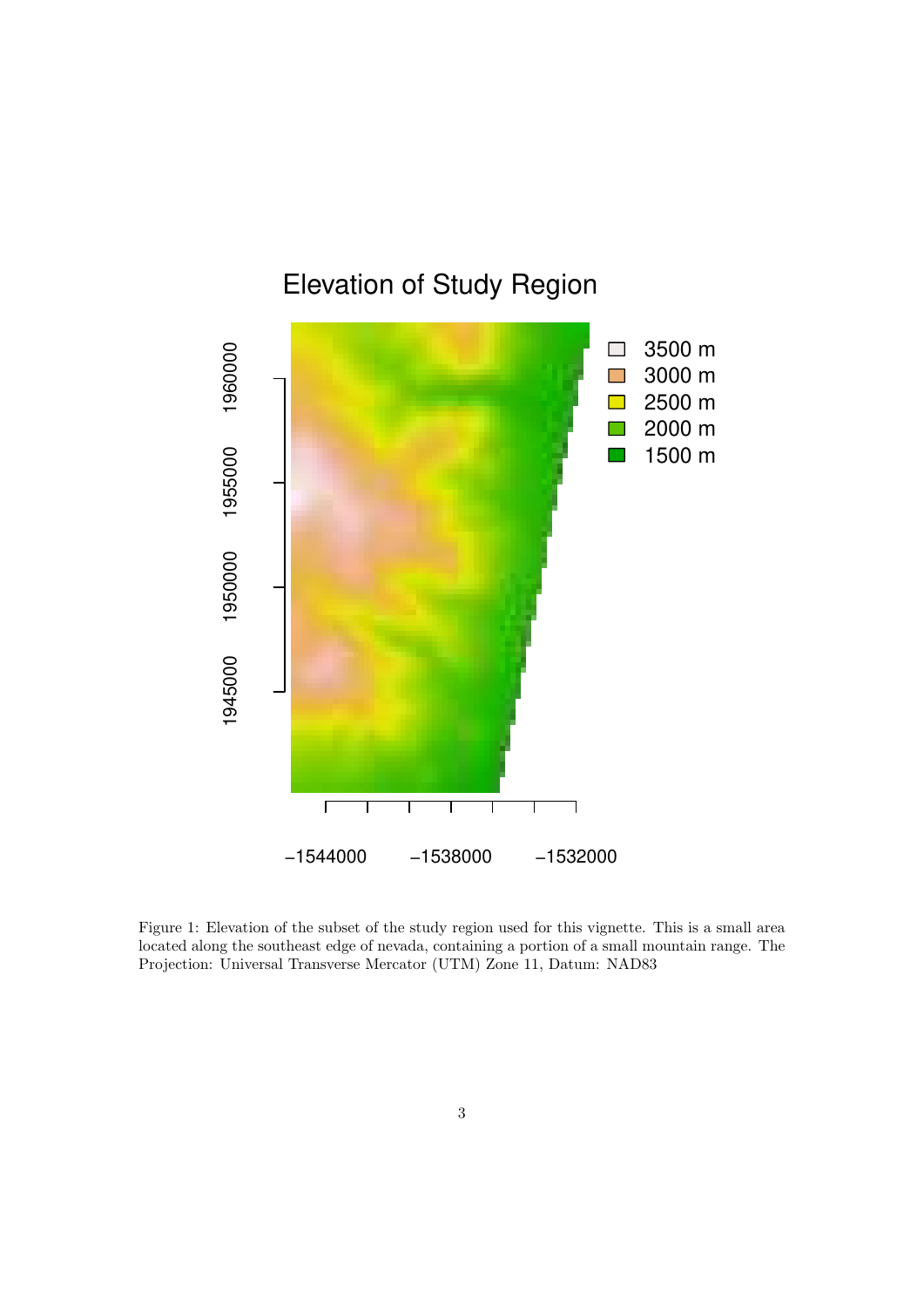Figure 1: Elevation of the subset of the study region used for this vignette. This is a small area located along the southeast edge of nevada, containing a portion of a small mountain range. The Projection: Universal Transverse Mercator (UTM) Zone 11, Datum: NAD83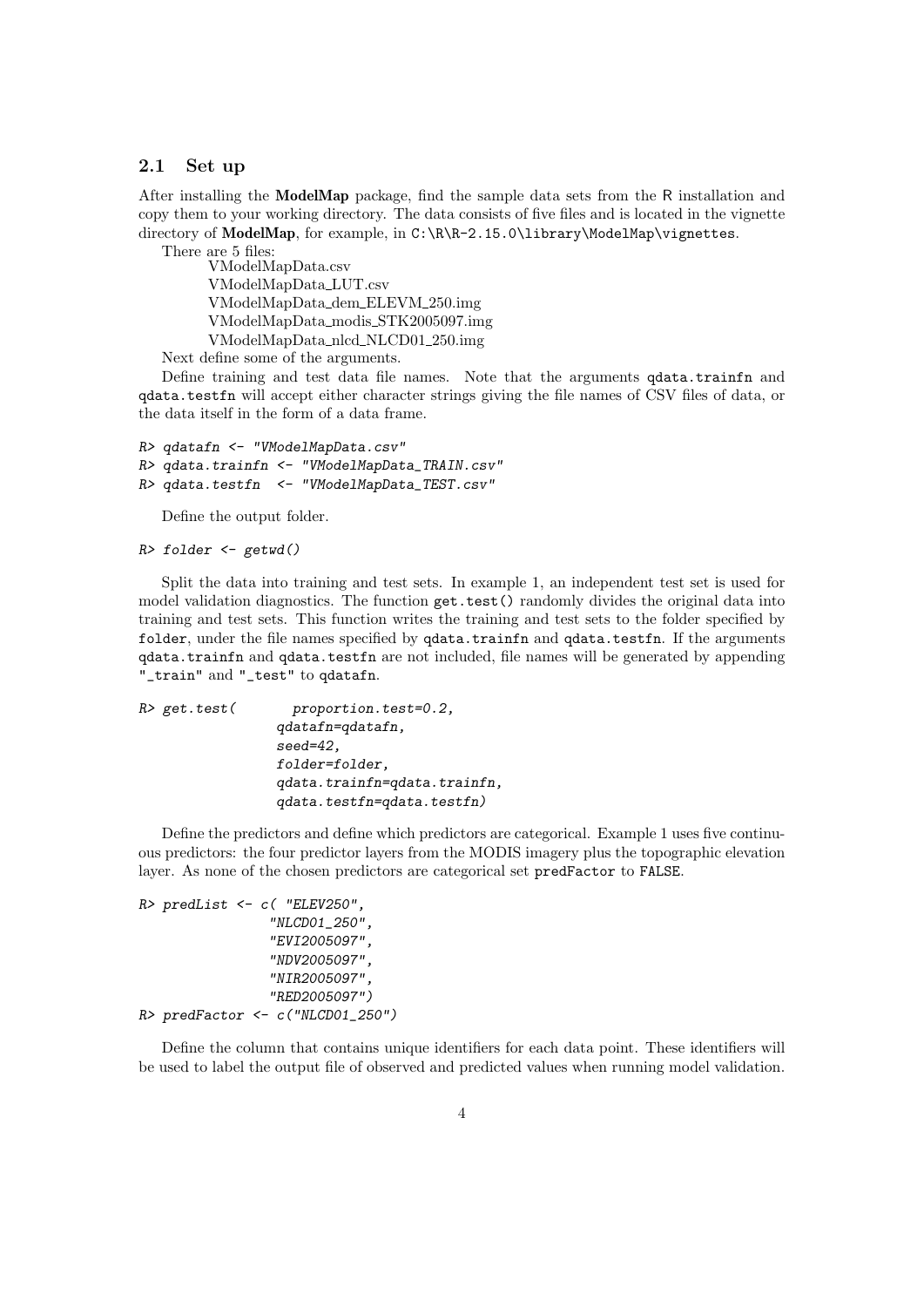### 2.1 Set up

After installing the **ModelMap** package, find the sample data sets from the R installation and copy them to your working directory. The data consists of five files and is located in the vignette directory of **ModelMap**, for example, in `C:\R\R-2.15.0\library\ModelMap\vignettes`.

There are 5 files:

VModelMapData.csv
VModelMapData_LUT.csv
VModelMapData_dem_ELEVM_250.img
VModelMapData_modis_STK2005097.img
VModelMapData_nlcd_NLCD01_250.img

Next define some of the arguments.

Define training and test data file names. Note that the arguments `qdata.trainfn` and `qdata.testfn` will accept either character strings giving the file names of CSV files of data, or the data itself in the form of a data frame.

```
R> qdatafn <- "VModelMapData.csv"
R> qdata.trainfn <- "VModelMapData_TRAIN.csv"
R> qdata.testfn  <- "VModelMapData_TEST.csv"
```

Define the output folder.

```
R> folder <- getwd()
```

Split the data into training and test sets. In example 1, an independent test set is used for model validation diagnostics. The function `get.test()` randomly divides the original data into training and test sets. This function writes the training and test sets to the folder specified by `folder`, under the file names specified by `qdata.trainfn` and `qdata.testfn`. If the arguments `qdata.trainfn` and `qdata.testfn` are not included, file names will be generated by appending `"_train"` and `"_test"` to `qdatafn`.

```
R> get.test(       proportion.test=0.2,
                 qdatafn=qdatafn,
                 seed=42,
                 folder=folder,
                 qdata.trainfn=qdata.trainfn,
                 qdata.testfn=qdata.testfn)
```

Define the predictors and define which predictors are categorical. Example 1 uses five continuous predictors: the four predictor layers from the MODIS imagery plus the topographic elevation layer. As none of the chosen predictors are categorical set `predFactor` to `FALSE`.

```
R> predList <- c( "ELEV250",
                "NLCD01_250",
                "EVI2005097",
                "NDV2005097",
                "NIR2005097",
                "RED2005097")
R> predFactor <- c("NLCD01_250")
```

Define the column that contains unique identifiers for each data point. These identifiers will be used to label the output file of observed and predicted values when running model validation.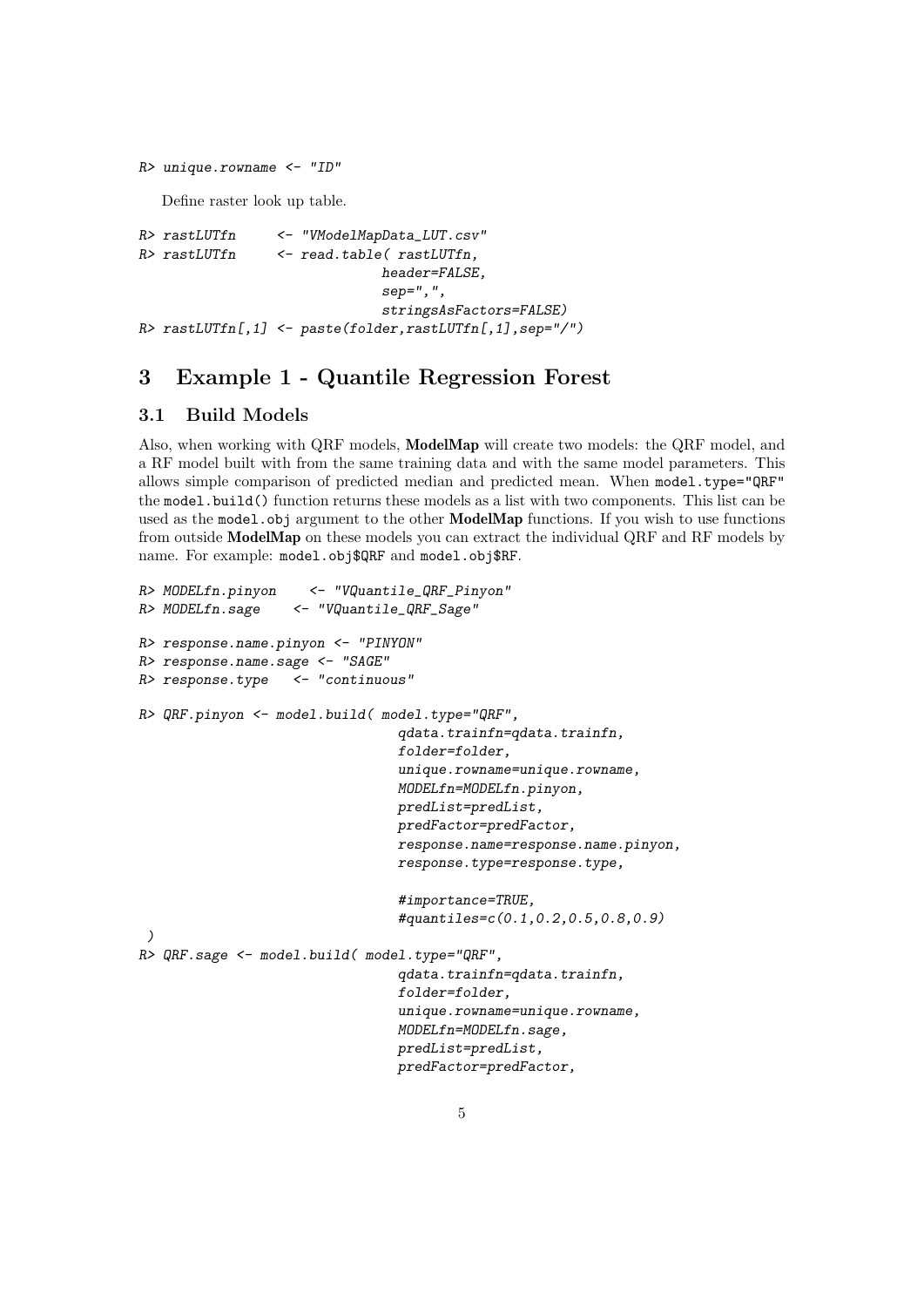```
R> unique.rowname <- "ID"
```

Define raster look up table.

```
R> rastLUTfn     <- "VModelMapData_LUT.csv"
R> rastLUTfn     <- read.table( rastLUTfn,
                              header=FALSE,
                              sep=",",
                              stringsAsFactors=FALSE)
R> rastLUTfn[,1] <- paste(folder,rastLUTfn[,1],sep="/")
```

# 3 Example 1 - Quantile Regression Forest

## 3.1 Build Models

Also, when working with QRF models, **ModelMap** will create two models: the QRF model, and a RF model built with from the same training data and with the same model parameters. This allows simple comparison of predicted median and predicted mean. When `model.type="QRF"` the `model.build()` function returns these models as a list with two components. This list can be used as the `model.obj` argument to the other **ModelMap** functions. If you wish to use functions from outside **ModelMap** on these models you can extract the individual QRF and RF models by name. For example: `model.obj$QRF` and `model.obj$RF`.

```
R> MODELfn.pinyon    <- "VQuantile_QRF_Pinyon"
R> MODELfn.sage    <- "VQuantile_QRF_Sage"

R> response.name.pinyon <- "PINYON"
R> response.name.sage <- "SAGE"
R> response.type   <- "continuous"

R> QRF.pinyon <- model.build( model.type="QRF",
                                qdata.trainfn=qdata.trainfn,
                                folder=folder,
                                unique.rowname=unique.rowname,
                                MODELfn=MODELfn.pinyon,
                                predList=predList,
                                predFactor=predFactor,
                                response.name=response.name.pinyon,
                                response.type=response.type,

                                #importance=TRUE,
                                #quantiles=c(0.1,0.2,0.5,0.8,0.9)
 )
R> QRF.sage <- model.build( model.type="QRF",
                                qdata.trainfn=qdata.trainfn,
                                folder=folder,
                                unique.rowname=unique.rowname,
                                MODELfn=MODELfn.sage,
                                predList=predList,
                                predFactor=predFactor,
```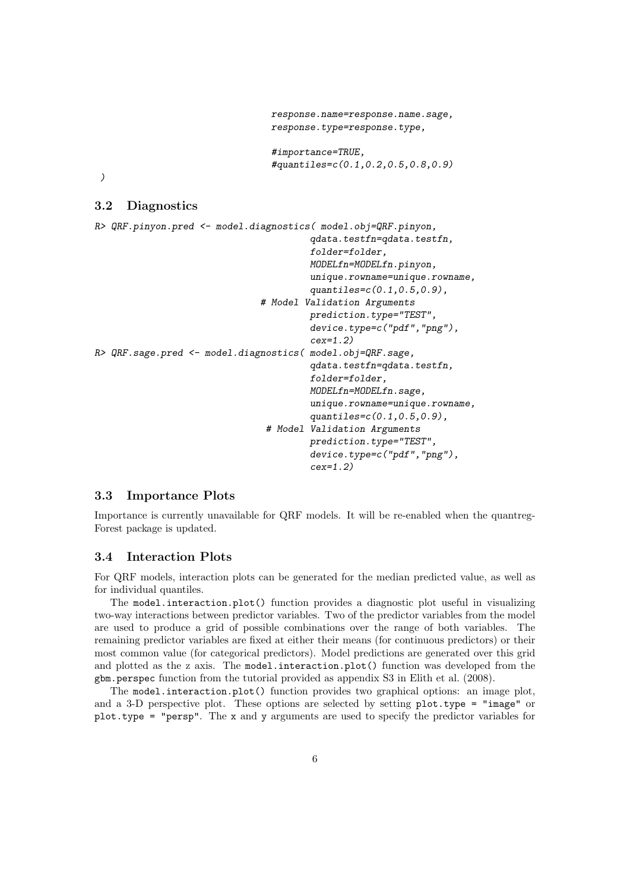```
                                response.name=response.name.sage,
                                response.type=response.type,

                                #importance=TRUE,
                                #quantiles=c(0.1,0.2,0.5,0.8,0.9)
)
```

### 3.2 Diagnostics

```
R> QRF.pinyon.pred <- model.diagnostics( model.obj=QRF.pinyon,
                                        qdata.testfn=qdata.testfn,
                                        folder=folder,
                                        MODELfn=MODELfn.pinyon,
                                        unique.rowname=unique.rowname,
                                        quantiles=c(0.1,0.5,0.9),
                                # Model Validation Arguments
                                        prediction.type="TEST",
                                        device.type=c("pdf","png"),
                                        cex=1.2)
R> QRF.sage.pred <- model.diagnostics( model.obj=QRF.sage,
                                        qdata.testfn=qdata.testfn,
                                        folder=folder,
                                        MODELfn=MODELfn.sage,
                                        unique.rowname=unique.rowname,
                                        quantiles=c(0.1,0.5,0.9),
                                 # Model Validation Arguments
                                        prediction.type="TEST",
                                        device.type=c("pdf","png"),
                                        cex=1.2)
```

### 3.3 Importance Plots

Importance is currently unavailable for QRF models. It will be re-enabled when the quantreg-Forest package is updated.

### 3.4 Interaction Plots

For QRF models, interaction plots can be generated for the median predicted value, as well as for individual quantiles.

The `model.interaction.plot()` function provides a diagnostic plot useful in visualizing two-way interactions between predictor variables. Two of the predictor variables from the model are used to produce a grid of possible combinations over the range of both variables. The remaining predictor variables are fixed at either their means (for continuous predictors) or their most common value (for categorical predictors). Model predictions are generated over this grid and plotted as the z axis. The `model.interaction.plot()` function was developed from the `gbm.perspec` function from the tutorial provided as appendix S3 in Elith et al. (2008).

The `model.interaction.plot()` function provides two graphical options: an image plot, and a 3-D perspective plot. These options are selected by setting `plot.type = "image"` or `plot.type = "persp"`. The `x` and `y` arguments are used to specify the predictor variables for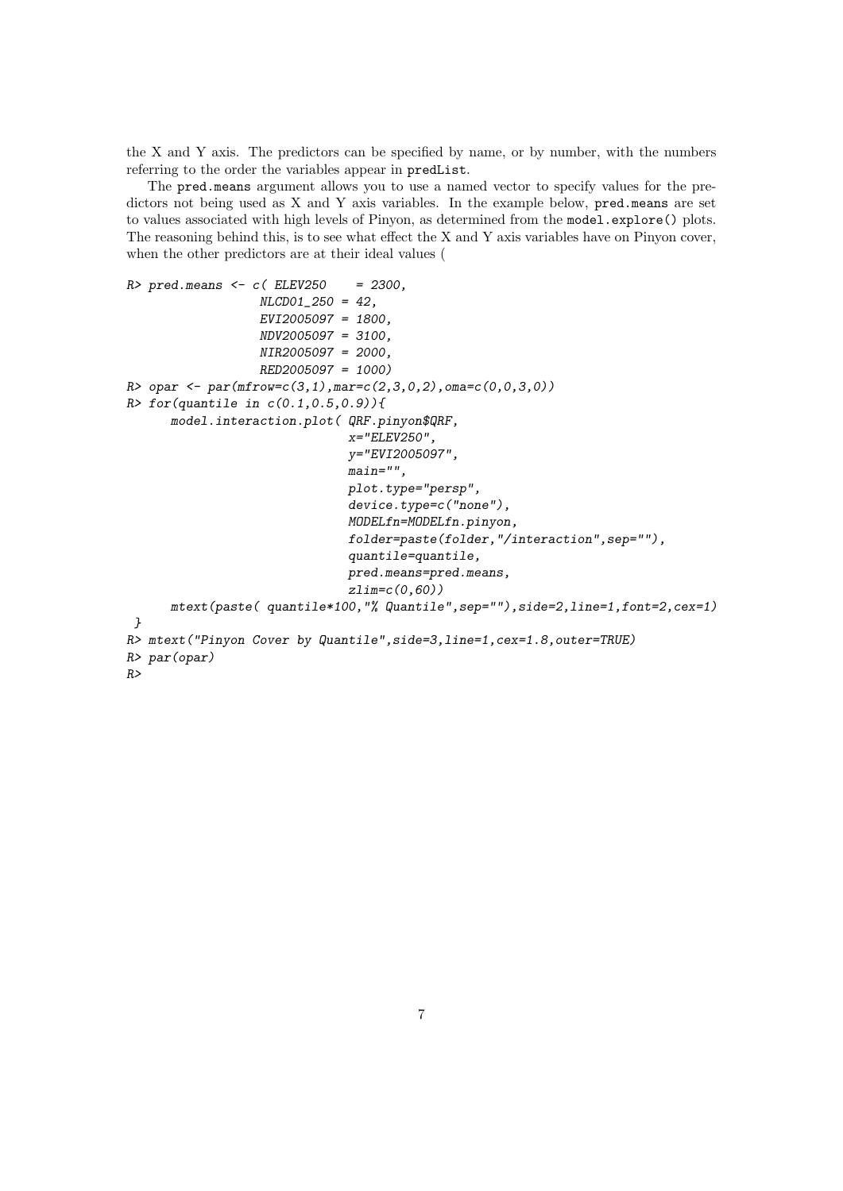the X and Y axis. The predictors can be specified by name, or by number, with the numbers referring to the order the variables appear in `predList`.

The `pred.means` argument allows you to use a named vector to specify values for the predictors not being used as X and Y axis variables. In the example below, `pred.means` are set to values associated with high levels of Pinyon, as determined from the `model.explore()` plots. The reasoning behind this, is to see what effect the X and Y axis variables have on Pinyon cover, when the other predictors are at their ideal values (

```
R> pred.means <- c( ELEV250    = 2300,
                  NLCD01_250 = 42,
                  EVI2005097 = 1800,
                  NDV2005097 = 3100,
                  NIR2005097 = 2000,
                  RED2005097 = 1000)
R> opar <- par(mfrow=c(3,1),mar=c(2,3,0,2),oma=c(0,0,3,0))
R> for(quantile in c(0.1,0.5,0.9)){
      model.interaction.plot( QRF.pinyon$QRF,
                              x="ELEV250",
                              y="EVI2005097",
                              main="",
                              plot.type="persp",
                              device.type=c("none"),
                              MODELfn=MODELfn.pinyon,
                              folder=paste(folder,"/interaction",sep=""),
                              quantile=quantile,
                              pred.means=pred.means,
                              zlim=c(0,60))
      mtext(paste( quantile*100,"% Quantile",sep=""),side=2,line=1,font=2,cex=1)
 }
R> mtext("Pinyon Cover by Quantile",side=3,line=1,cex=1.8,outer=TRUE)
R> par(opar)
R>
```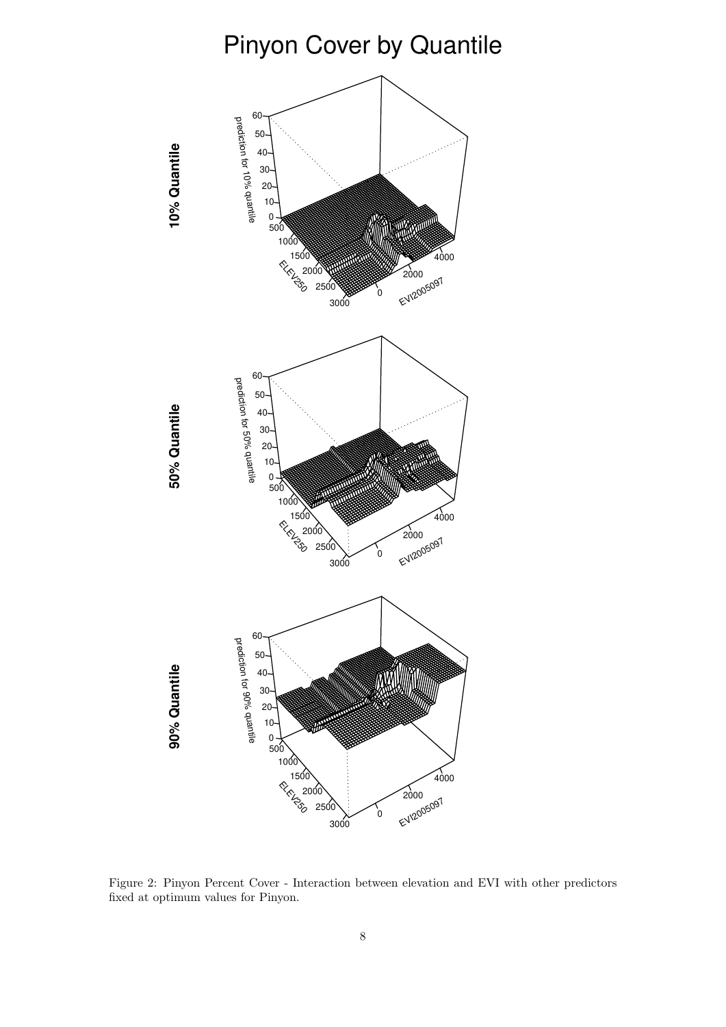Figure 2: Pinyon Percent Cover - Interaction between elevation and EVI with other predictors fixed at optimum values for Pinyon.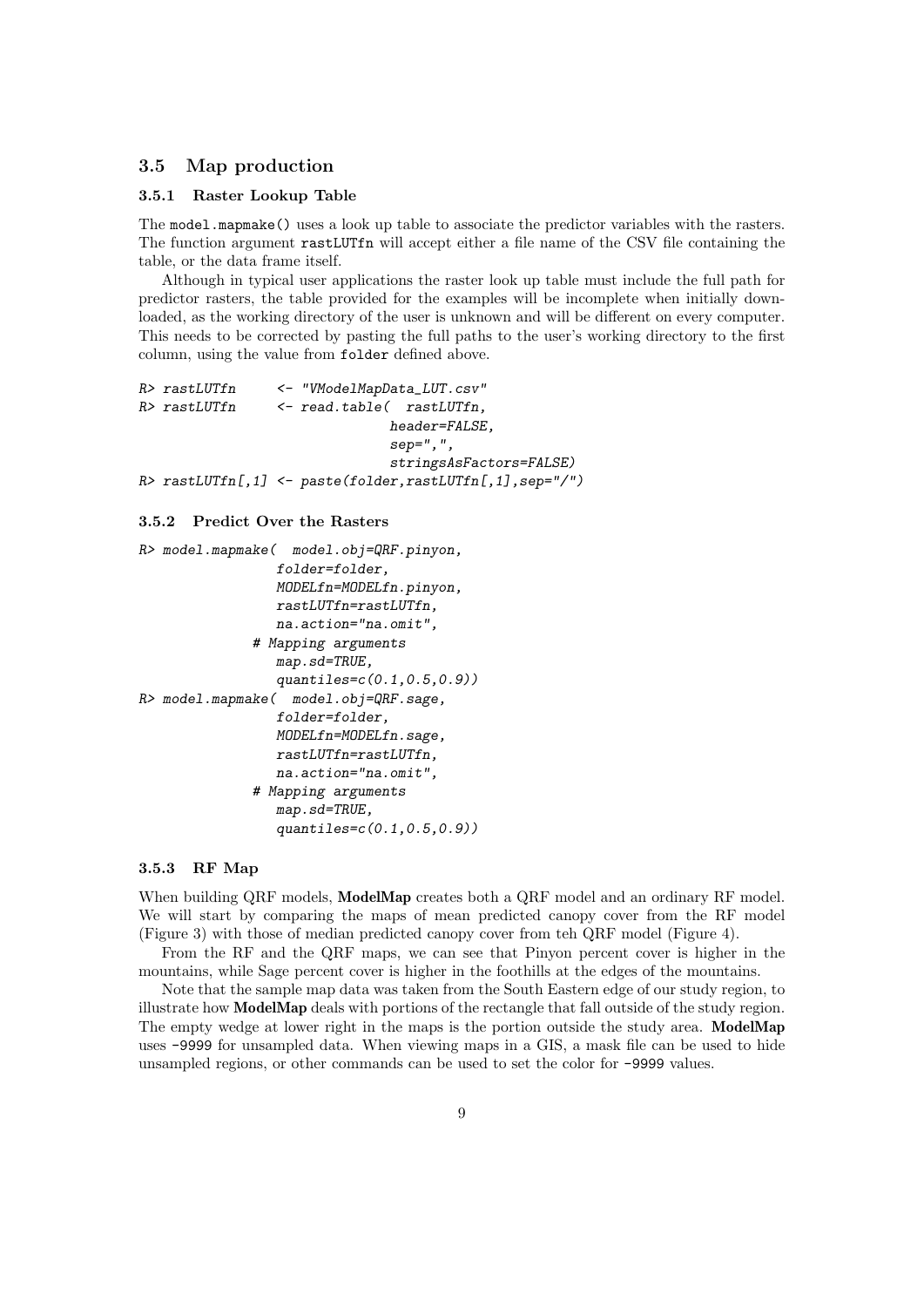## 3.5 Map production

### 3.5.1 Raster Lookup Table

The `model.mapmake()` uses a look up table to associate the predictor variables with the rasters. The function argument `rastLUTfn` will accept either a file name of the CSV file containing the table, or the data frame itself.

Although in typical user applications the raster look up table must include the full path for predictor rasters, the table provided for the examples will be incomplete when initially downloaded, as the working directory of the user is unknown and will be different on every computer. This needs to be corrected by pasting the full paths to the user's working directory to the first column, using the value from `folder` defined above.

```
R> rastLUTfn      <- "VModelMapData_LUT.csv"
R> rastLUTfn      <- read.table( rastLUTfn,
                                 header=FALSE,
                                 sep=",",
                                 stringsAsFactors=FALSE)
R> rastLUTfn[,1] <- paste(folder,rastLUTfn[,1],sep="/")
```

### 3.5.2 Predict Over the Rasters

```
R> model.mapmake(  model.obj=QRF.pinyon,
                 folder=folder,
                 MODELfn=MODELfn.pinyon,
                 rastLUTfn=rastLUTfn,
                 na.action="na.omit",
              # Mapping arguments
                 map.sd=TRUE,
                 quantiles=c(0.1,0.5,0.9))
R> model.mapmake(  model.obj=QRF.sage,
                 folder=folder,
                 MODELfn=MODELfn.sage,
                 rastLUTfn=rastLUTfn,
                 na.action="na.omit",
              # Mapping arguments
                 map.sd=TRUE,
                 quantiles=c(0.1,0.5,0.9))
```

### 3.5.3 RF Map

When building QRF models, **ModelMap** creates both a QRF model and an ordinary RF model. We will start by comparing the maps of mean predicted canopy cover from the RF model (Figure 3) with those of median predicted canopy cover from teh QRF model (Figure 4).

From the RF and the QRF maps, we can see that Pinyon percent cover is higher in the mountains, while Sage percent cover is higher in the foothills at the edges of the mountains.

Note that the sample map data was taken from the South Eastern edge of our study region, to illustrate how **ModelMap** deals with portions of the rectangle that fall outside of the study region. The empty wedge at lower right in the maps is the portion outside the study area. **ModelMap** uses `-9999` for unsampled data. When viewing maps in a GIS, a mask file can be used to hide unsampled regions, or other commands can be used to set the color for `-9999` values.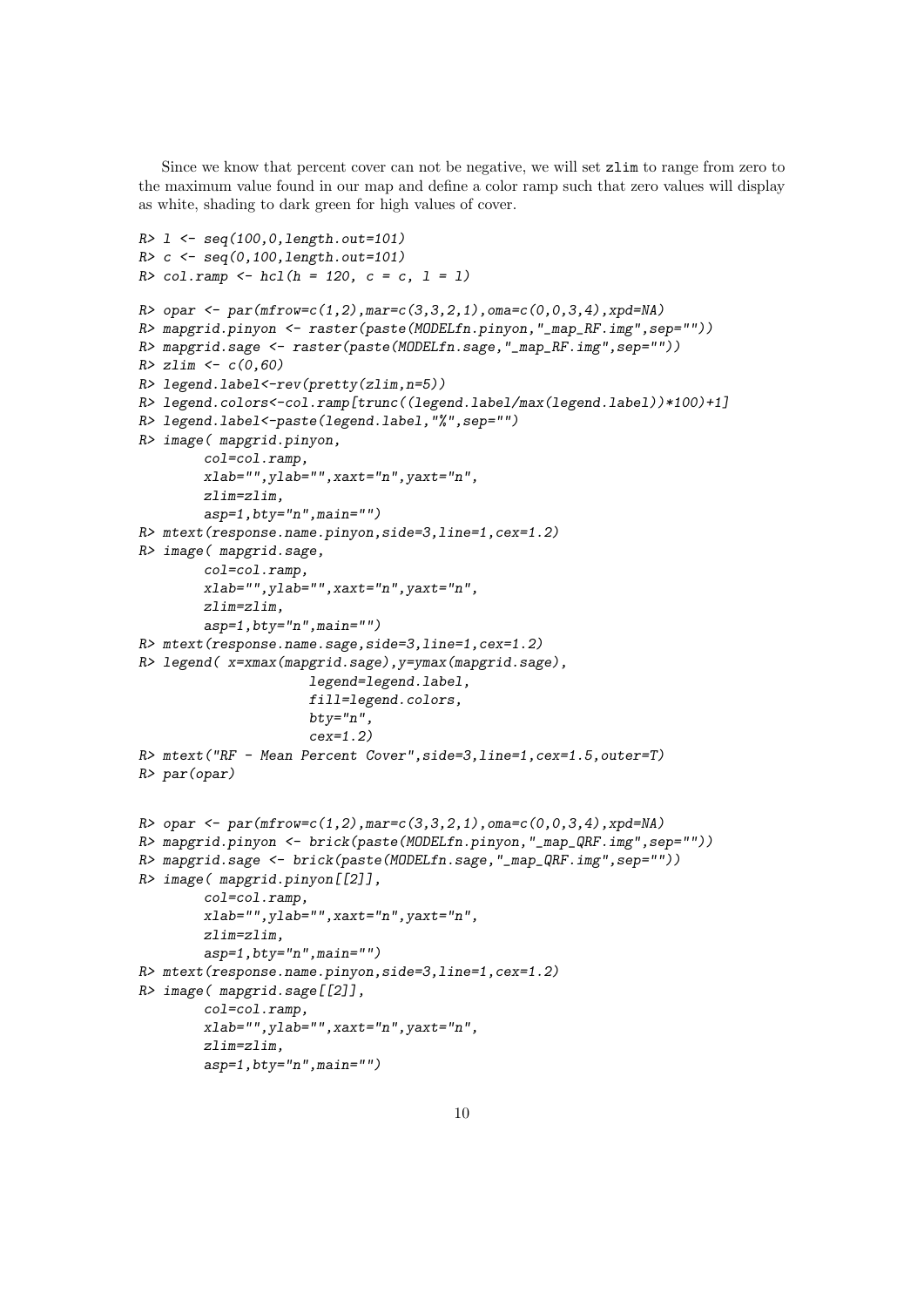Since we know that percent cover can not be negative, we will set `zlim` to range from zero to the maximum value found in our map and define a color ramp such that zero values will display as white, shading to dark green for high values of cover.

```
R> l <- seq(100,0,length.out=101)
R> c <- seq(0,100,length.out=101)
R> col.ramp <- hcl(h = 120, c = c, l = l)

R> opar <- par(mfrow=c(1,2),mar=c(3,3,2,1),oma=c(0,0,3,4),xpd=NA)
R> mapgrid.pinyon <- raster(paste(MODELfn.pinyon,"_map_RF.img",sep=""))
R> mapgrid.sage <- raster(paste(MODELfn.sage,"_map_RF.img",sep=""))
R> zlim <- c(0,60)
R> legend.label<-rev(pretty(zlim,n=5))
R> legend.colors<-col.ramp[trunc((legend.label/max(legend.label))*100)+1]
R> legend.label<-paste(legend.label,"%",sep="")
R> image( mapgrid.pinyon,
        col=col.ramp,
        xlab="",ylab="",xaxt="n",yaxt="n",
        zlim=zlim,
        asp=1,bty="n",main="")
R> mtext(response.name.pinyon,side=3,line=1,cex=1.2)
R> image( mapgrid.sage,
        col=col.ramp,
        xlab="",ylab="",xaxt="n",yaxt="n",
        zlim=zlim,
        asp=1,bty="n",main="")
R> mtext(response.name.sage,side=3,line=1,cex=1.2)
R> legend( x=xmax(mapgrid.sage),y=ymax(mapgrid.sage),
                legend=legend.label,
                fill=legend.colors,
                bty="n",
                cex=1.2)
R> mtext("RF - Mean Percent Cover",side=3,line=1,cex=1.5,outer=T)
R> par(opar)


R> opar <- par(mfrow=c(1,2),mar=c(3,3,2,1),oma=c(0,0,3,4),xpd=NA)
R> mapgrid.pinyon <- brick(paste(MODELfn.pinyon,"_map_QRF.img",sep=""))
R> mapgrid.sage <- brick(paste(MODELfn.sage,"_map_QRF.img",sep=""))
R> image( mapgrid.pinyon[[2]],
        col=col.ramp,
        xlab="",ylab="",xaxt="n",yaxt="n",
        zlim=zlim,
        asp=1,bty="n",main="")
R> mtext(response.name.pinyon,side=3,line=1,cex=1.2)
R> image( mapgrid.sage[[2]],
        col=col.ramp,
        xlab="",ylab="",xaxt="n",yaxt="n",
        zlim=zlim,
        asp=1,bty="n",main="")
```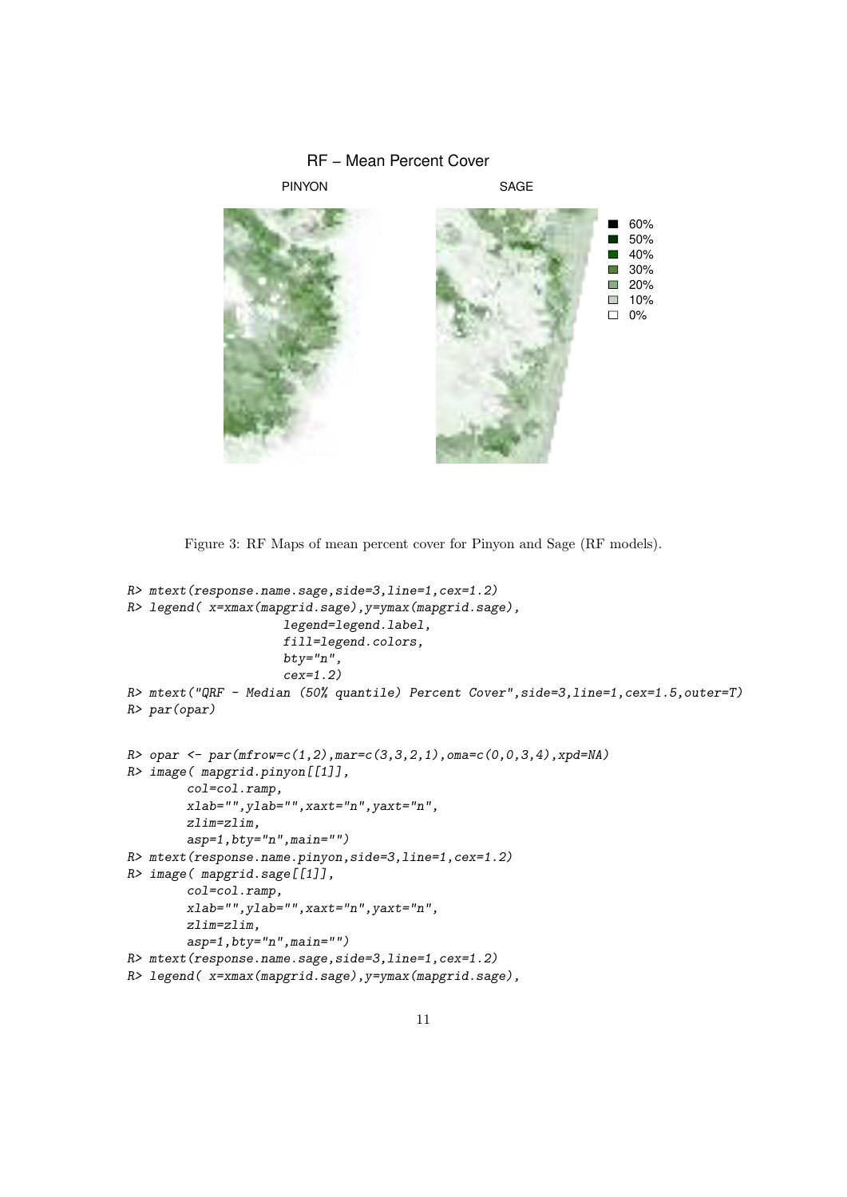Figure 3: RF Maps of mean percent cover for Pinyon and Sage (RF models).

```
R> mtext(response.name.sage,side=3,line=1,cex=1.2)
R> legend( x=xmax(mapgrid.sage),y=ymax(mapgrid.sage),
                   legend=legend.label,
                   fill=legend.colors,
                   bty="n",
                   cex=1.2)
R> mtext("QRF - Median (50% quantile) Percent Cover",side=3,line=1,cex=1.5,outer=T)
R> par(opar)
```

```
R> opar <- par(mfrow=c(1,2),mar=c(3,3,2,1),oma=c(0,0,3,4),xpd=NA)
R> image( mapgrid.pinyon[[1]],
        col=col.ramp,
        xlab="",ylab="",xaxt="n",yaxt="n",
        zlim=zlim,
        asp=1,bty="n",main="")
R> mtext(response.name.pinyon,side=3,line=1,cex=1.2)
R> image( mapgrid.sage[[1]],
        col=col.ramp,
        xlab="",ylab="",xaxt="n",yaxt="n",
        zlim=zlim,
        asp=1,bty="n",main="")
R> mtext(response.name.sage,side=3,line=1,cex=1.2)
R> legend( x=xmax(mapgrid.sage),y=ymax(mapgrid.sage),
```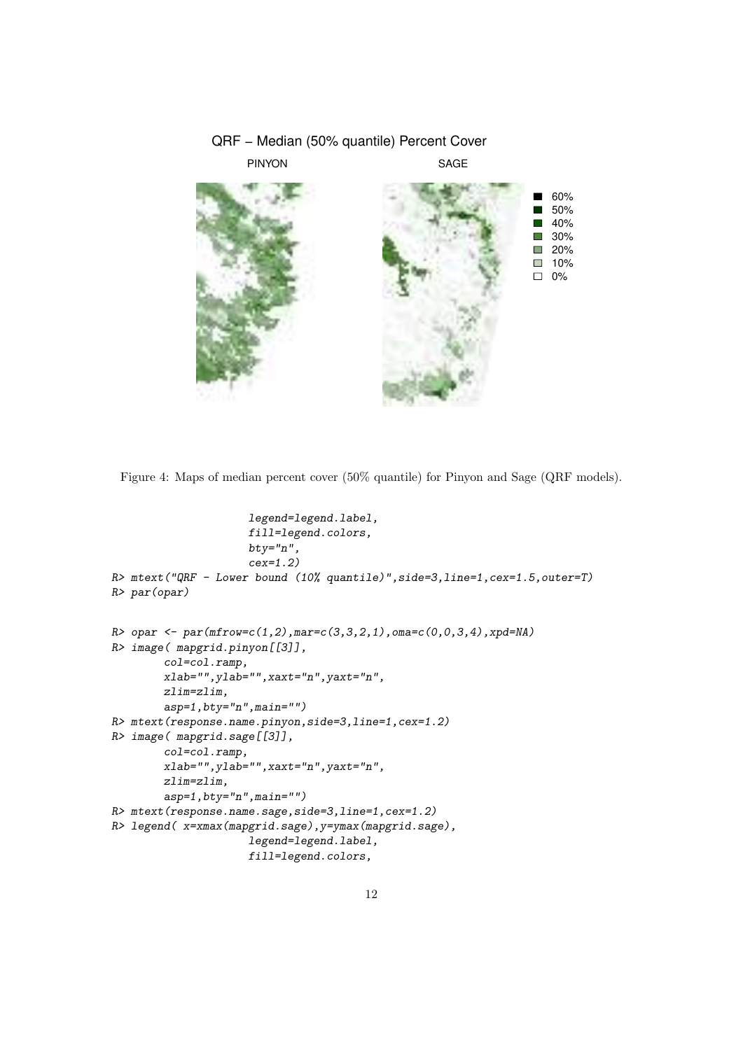Figure 4: Maps of median percent cover (50% quantile) for Pinyon and Sage (QRF models).

```
                    legend=legend.label,
                    fill=legend.colors,
                    bty="n",
                    cex=1.2)
R> mtext("QRF - Lower bound (10% quantile)",side=3,line=1,cex=1.5,outer=T)
R> par(opar)


R> opar <- par(mfrow=c(1,2),mar=c(3,3,2,1),oma=c(0,0,3,4),xpd=NA)
R> image( mapgrid.pinyon[[3]],
        col=col.ramp,
        xlab="",ylab="",xaxt="n",yaxt="n",
        zlim=zlim,
        asp=1,bty="n",main="")
R> mtext(response.name.pinyon,side=3,line=1,cex=1.2)
R> image( mapgrid.sage[[3]],
        col=col.ramp,
        xlab="",ylab="",xaxt="n",yaxt="n",
        zlim=zlim,
        asp=1,bty="n",main="")
R> mtext(response.name.sage,side=3,line=1,cex=1.2)
R> legend( x=xmax(mapgrid.sage),y=ymax(mapgrid.sage),
                    legend=legend.label,
                    fill=legend.colors,
```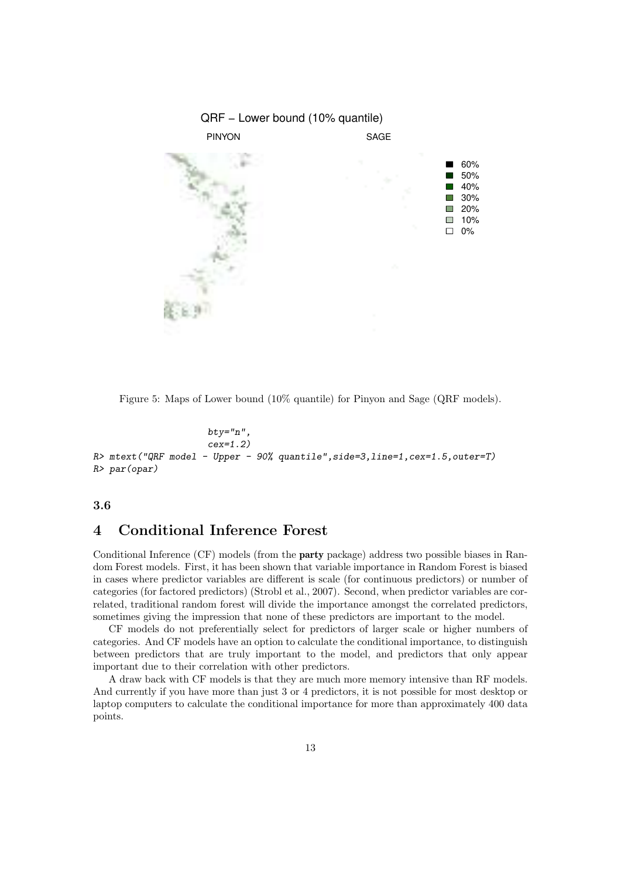QRF – Lower bound (10% quantile)

PINYON SAGE

Figure 5: Maps of Lower bound (10% quantile) for Pinyon and Sage (QRF models).

```
                    bty="n",
                    cex=1.2)
R> mtext("QRF model - Upper - 90% quantile",side=3,line=1,cex=1.5,outer=T)
R> par(opar)
```

### 3.6

# 4 Conditional Inference Forest

Conditional Inference (CF) models (from the **party** package) address two possible biases in Random Forest models. First, it has been shown that variable importance in Random Forest is biased in cases where predictor variables are different is scale (for continuous predictors) or number of categories (for factored predictors) (Strobl et al., 2007). Second, when predictor variables are correlated, traditional random forest will divide the importance amongst the correlated predictors, sometimes giving the impression that none of these predictors are important to the model.

CF models do not preferentially select for predictors of larger scale or higher numbers of categories. And CF models have an option to calculate the conditional importance, to distinguish between predictors that are truly important to the model, and predictors that only appear important due to their correlation with other predictors.

A draw back with CF models is that they are much more memory intensive than RF models. And currently if you have more than just 3 or 4 predictors, it is not possible for most desktop or laptop computers to calculate the conditional importance for more than approximately 400 data points.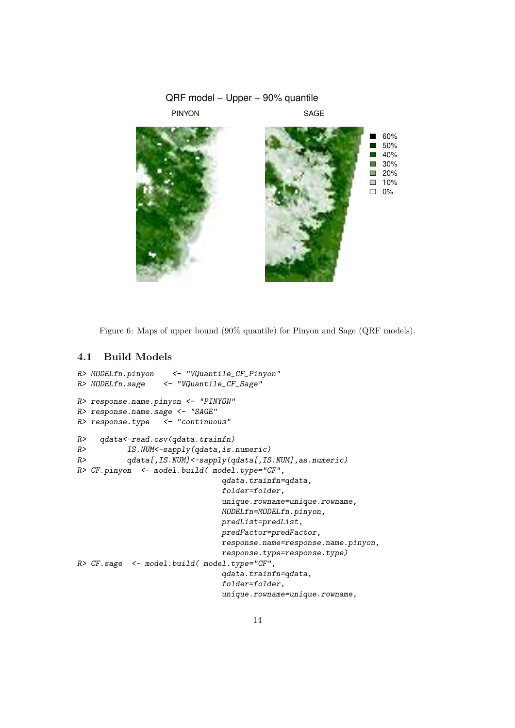Figure 6: Maps of upper bound (90% quantile) for Pinyon and Sage (QRF models).

## 4.1 Build Models

```
R> MODELfn.pinyon     <- "VQuantile_CF_Pinyon"
R> MODELfn.sage     <- "VQuantile_CF_Sage"

R> response.name.pinyon <- "PINYON"
R> response.name.sage <- "SAGE"
R> response.type    <- "continuous"

R>    qdata<-read.csv(qdata.trainfn)
R>          IS.NUM<-sapply(qdata,is.numeric)
R>          qdata[,IS.NUM]<-sapply(qdata[,IS.NUM],as.numeric)
R> CF.pinyon  <- model.build( model.type="CF",
                                qdata.trainfn=qdata,
                                folder=folder,
                                unique.rowname=unique.rowname,
                                MODELfn=MODELfn.pinyon,
                                predList=predList,
                                predFactor=predFactor,
                                response.name=response.name.pinyon,
                                response.type=response.type)
R> CF.sage  <- model.build( model.type="CF",
                                qdata.trainfn=qdata,
                                folder=folder,
                                unique.rowname=unique.rowname,
```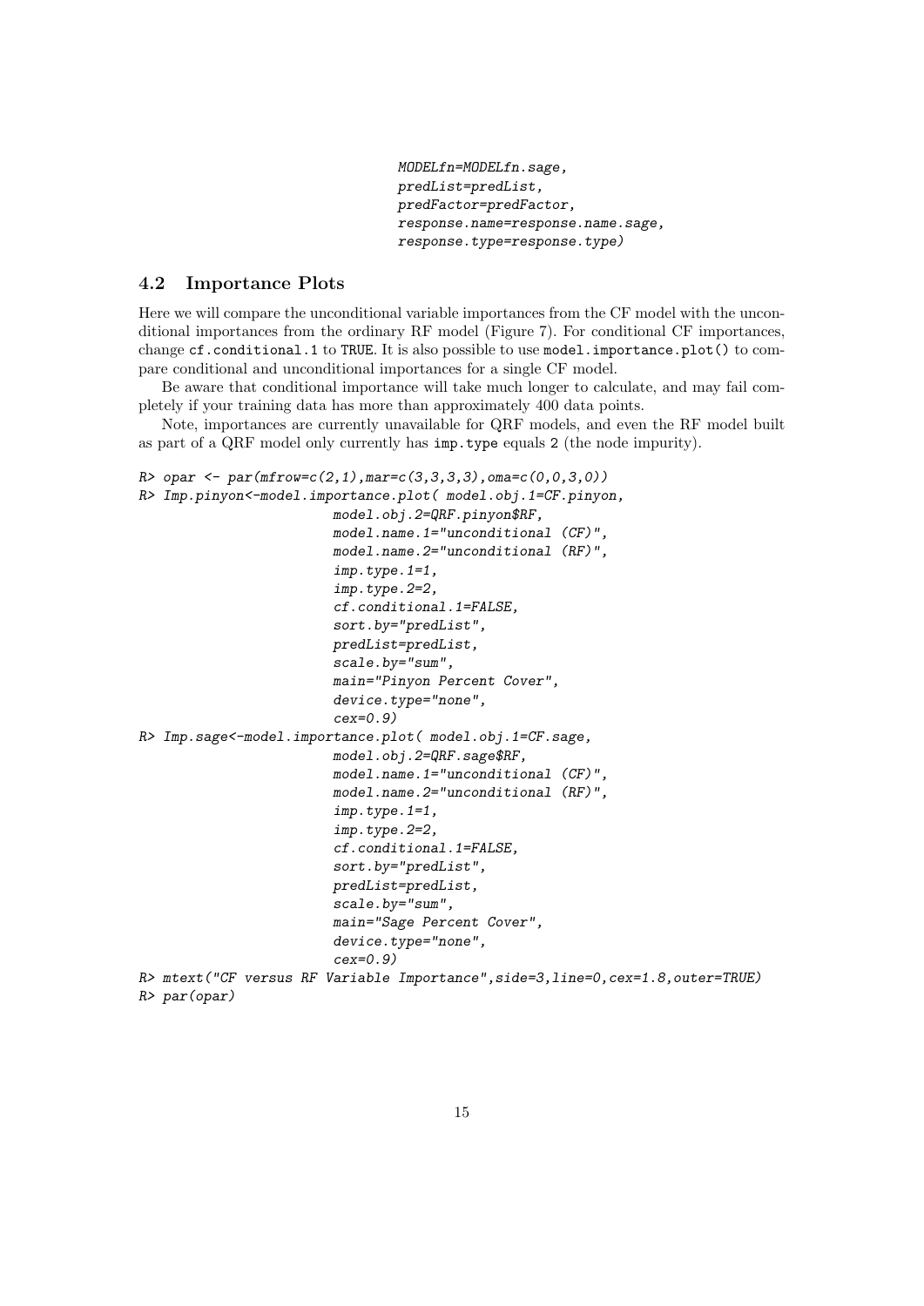```
                        MODELfn=MODELfn.sage,
                        predList=predList,
                        predFactor=predFactor,
                        response.name=response.name.sage,
                        response.type=response.type)
```

## 4.2 Importance Plots

Here we will compare the unconditional variable importances from the CF model with the unconditional importances from the ordinary RF model (Figure 7). For conditional CF importances, change `cf.conditional.1` to `TRUE`. It is also possible to use `model.importance.plot()` to compare conditional and unconditional importances for a single CF model.

Be aware that conditional importance will take much longer to calculate, and may fail completely if your training data has more than approximately 400 data points.

Note, importances are currently unavailable for QRF models, and even the RF model built as part of a QRF model only currently has `imp.type` equals `2` (the node impurity).

```
R> opar <- par(mfrow=c(2,1),mar=c(3,3,3,3),oma=c(0,0,3,0))
R> Imp.pinyon<-model.importance.plot( model.obj.1=CF.pinyon,
                        model.obj.2=QRF.pinyon$RF,
                        model.name.1="unconditional (CF)",
                        model.name.2="unconditional (RF)",
                        imp.type.1=1,
                        imp.type.2=2,
                        cf.conditional.1=FALSE,
                        sort.by="predList",
                        predList=predList,
                        scale.by="sum",
                        main="Pinyon Percent Cover",
                        device.type="none",
                        cex=0.9)
R> Imp.sage<-model.importance.plot( model.obj.1=CF.sage,
                        model.obj.2=QRF.sage$RF,
                        model.name.1="unconditional (CF)",
                        model.name.2="unconditional (RF)",
                        imp.type.1=1,
                        imp.type.2=2,
                        cf.conditional.1=FALSE,
                        sort.by="predList",
                        predList=predList,
                        scale.by="sum",
                        main="Sage Percent Cover",
                        device.type="none",
                        cex=0.9)
R> mtext("CF versus RF Variable Importance",side=3,line=0,cex=1.8,outer=TRUE)
R> par(opar)
```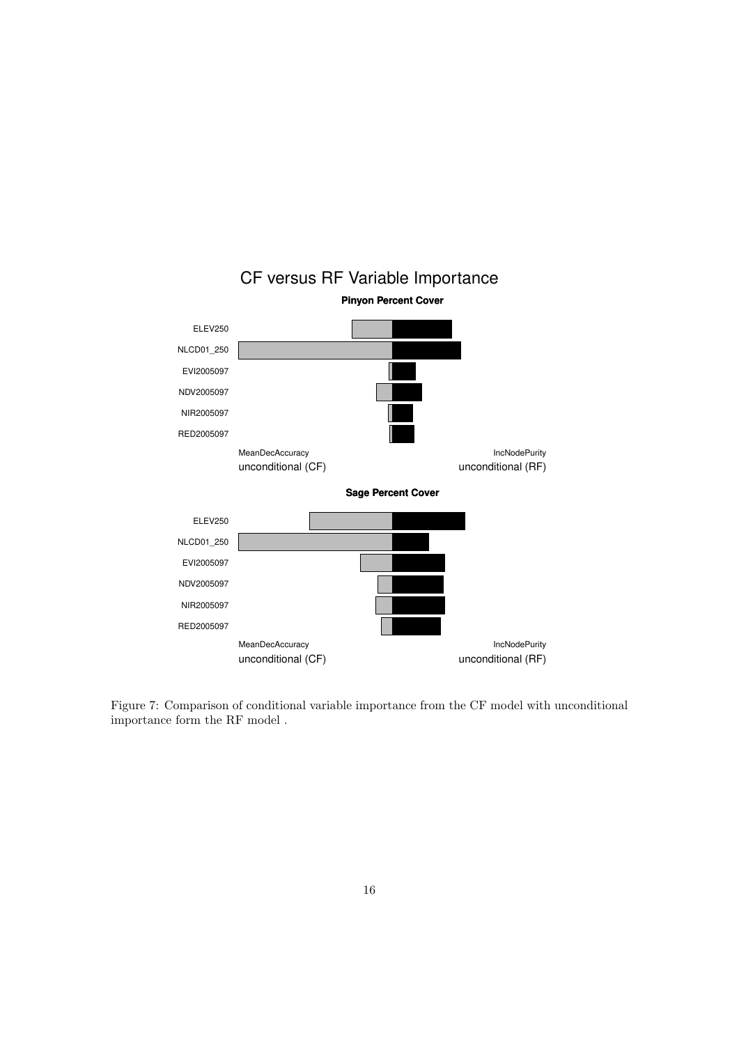Figure 7: Comparison of conditional variable importance from the CF model with unconditional importance form the RF model .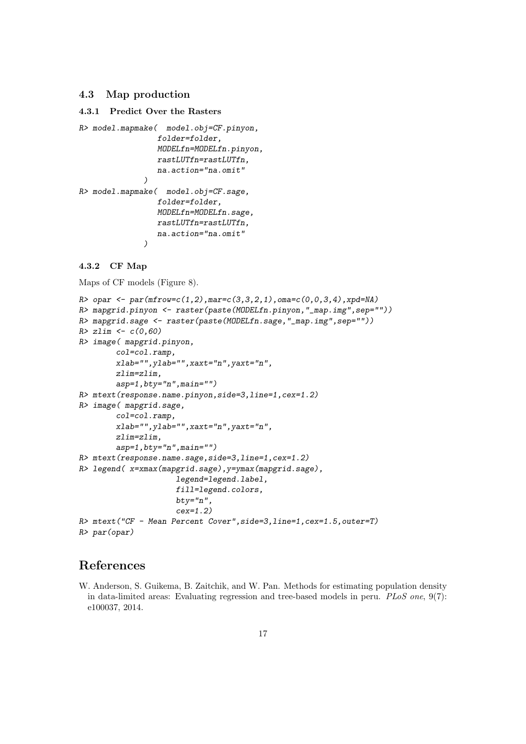## 4.3 Map production

### 4.3.1 Predict Over the Rasters

```
R> model.mapmake(  model.obj=CF.pinyon,
                 folder=folder,
                 MODELfn=MODELfn.pinyon,
                 rastLUTfn=rastLUTfn,
                 na.action="na.omit"
              )
R> model.mapmake(  model.obj=CF.sage,
                 folder=folder,
                 MODELfn=MODELfn.sage,
                 rastLUTfn=rastLUTfn,
                 na.action="na.omit"
              )
```

### 4.3.2 CF Map

Maps of CF models (Figure 8).

```
R> opar <- par(mfrow=c(1,2),mar=c(3,3,2,1),oma=c(0,0,3,4),xpd=NA)
R> mapgrid.pinyon <- raster(paste(MODELfn.pinyon,"_map.img",sep=""))
R> mapgrid.sage <- raster(paste(MODELfn.sage,"_map.img",sep=""))
R> zlim <- c(0,60)
R> image( mapgrid.pinyon,
        col=col.ramp,
        xlab="",ylab="",xaxt="n",yaxt="n",
        zlim=zlim,
        asp=1,bty="n",main="")
R> mtext(response.name.pinyon,side=3,line=1,cex=1.2)
R> image( mapgrid.sage,
        col=col.ramp,
        xlab="",ylab="",xaxt="n",yaxt="n",
        zlim=zlim,
        asp=1,bty="n",main="")
R> mtext(response.name.sage,side=3,line=1,cex=1.2)
R> legend( x=xmax(mapgrid.sage),y=ymax(mapgrid.sage),
                    legend=legend.label,
                    fill=legend.colors,
                    bty="n",
                    cex=1.2)
R> mtext("CF - Mean Percent Cover",side=3,line=1,cex=1.5,outer=T)
R> par(opar)
```

# References

W. Anderson, S. Guikema, B. Zaitchik, and W. Pan. Methods for estimating population density in data-limited areas: Evaluating regression and tree-based models in peru. *PLoS one*, 9(7): e100037, 2014.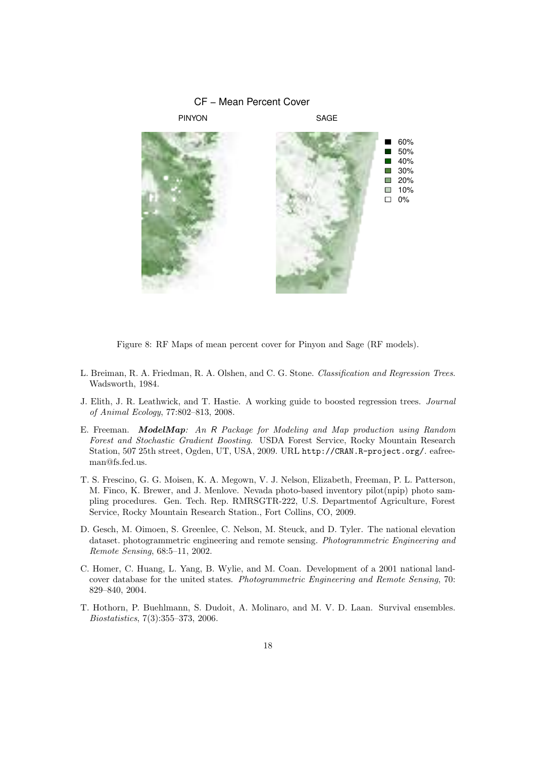Figure 8: RF Maps of mean percent cover for Pinyon and Sage (RF models).

L. Breiman, R. A. Friedman, R. A. Olshen, and C. G. Stone. *Classification and Regression Trees*. Wadsworth, 1984.

J. Elith, J. R. Leathwick, and T. Hastie. A working guide to boosted regression trees. *Journal of Animal Ecology*, 77:802–813, 2008.

E. Freeman. ***ModelMap****: An R Package for Modeling and Map production using Random Forest and Stochastic Gradient Boosting.* USDA Forest Service, Rocky Mountain Research Station, 507 25th street, Ogden, UT, USA, 2009. URL `http://CRAN.R-project.org/`. eafreeman@fs.fed.us.

T. S. Frescino, G. G. Moisen, K. A. Megown, V. J. Nelson, Elizabeth, Freeman, P. L. Patterson, M. Finco, K. Brewer, and J. Menlove. Nevada photo-based inventory pilot(npip) photo sampling procedures. Gen. Tech. Rep. RMRSGTR-222, U.S. Departmentof Agriculture, Forest Service, Rocky Mountain Research Station., Fort Collins, CO, 2009.

D. Gesch, M. Oimoen, S. Greenlee, C. Nelson, M. Steuck, and D. Tyler. The national elevation dataset. photogrammetric engineering and remote sensing. *Photogrammetric Engineering and Remote Sensing*, 68:5–11, 2002.

C. Homer, C. Huang, L. Yang, B. Wylie, and M. Coan. Development of a 2001 national landcover database for the united states. *Photogrammetric Engineering and Remote Sensing*, 70: 829–840, 2004.

T. Hothorn, P. Buehlmann, S. Dudoit, A. Molinaro, and M. V. D. Laan. Survival ensembles. *Biostatistics*, 7(3):355–373, 2006.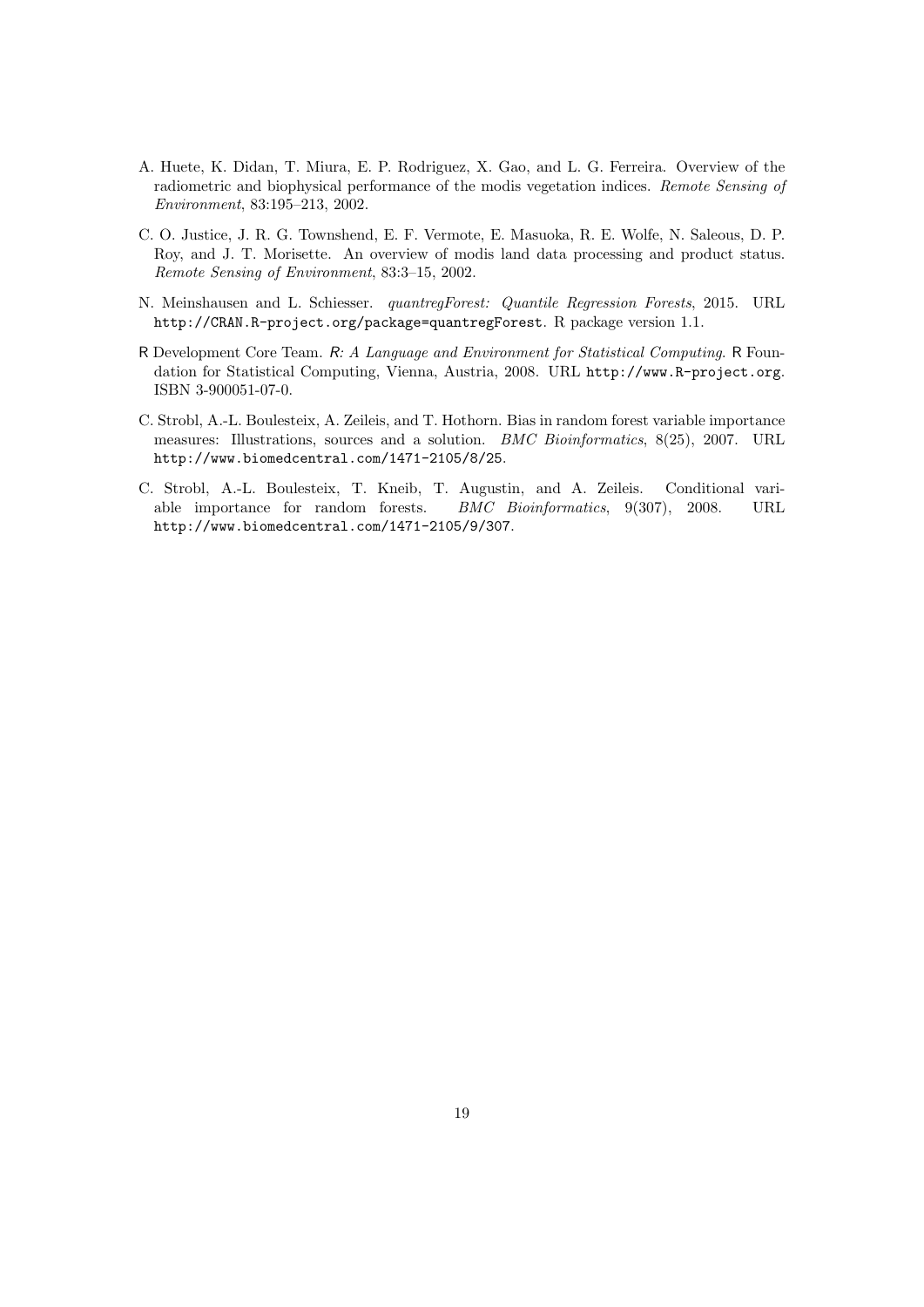A. Huete, K. Didan, T. Miura, E. P. Rodriguez, X. Gao, and L. G. Ferreira. Overview of the radiometric and biophysical performance of the modis vegetation indices. *Remote Sensing of Environment*, 83:195–213, 2002.

C. O. Justice, J. R. G. Townshend, E. F. Vermote, E. Masuoka, R. E. Wolfe, N. Saleous, D. P. Roy, and J. T. Morisette. An overview of modis land data processing and product status. *Remote Sensing of Environment*, 83:3–15, 2002.

N. Meinshausen and L. Schiesser. *quantregForest: Quantile Regression Forests*, 2015. URL `http://CRAN.R-project.org/package=quantregForest`. R package version 1.1.

R Development Core Team. *R: A Language and Environment for Statistical Computing*. R Foundation for Statistical Computing, Vienna, Austria, 2008. URL `http://www.R-project.org`. ISBN 3-900051-07-0.

C. Strobl, A.-L. Boulesteix, A. Zeileis, and T. Hothorn. Bias in random forest variable importance measures: Illustrations, sources and a solution. *BMC Bioinformatics*, 8(25), 2007. URL `http://www.biomedcentral.com/1471-2105/8/25`.

C. Strobl, A.-L. Boulesteix, T. Kneib, T. Augustin, and A. Zeileis. Conditional variable importance for random forests. *BMC Bioinformatics*, 9(307), 2008. URL `http://www.biomedcentral.com/1471-2105/9/307`.